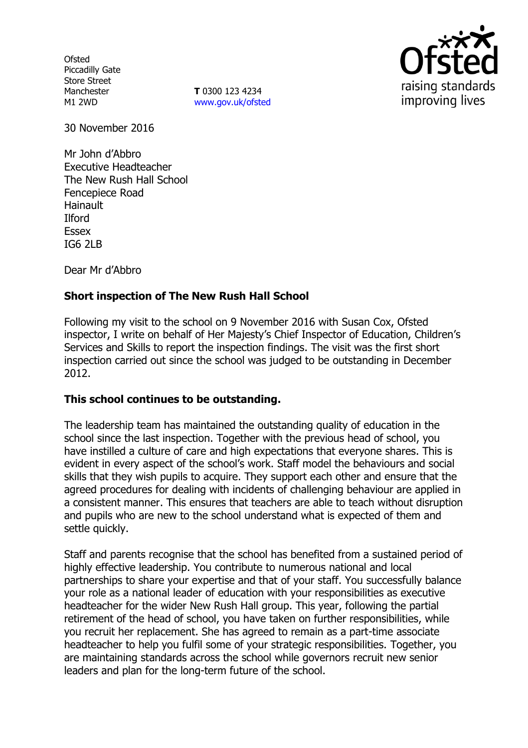Ofsted
Piccadilly Gate
Store Street
Manchester
M1 2WD

**T** 0300 123 4234
www.gov.uk/ofsted

30 November 2016

Mr John d'Abbro
Executive Headteacher
The New Rush Hall School
Fencepiece Road
Hainault
Ilford
Essex
IG6 2LB

Dear Mr d'Abbro

**Short inspection of The New Rush Hall School**

Following my visit to the school on 9 November 2016 with Susan Cox, Ofsted inspector, I write on behalf of Her Majesty's Chief Inspector of Education, Children's Services and Skills to report the inspection findings. The visit was the first short inspection carried out since the school was judged to be outstanding in December 2012.

**This school continues to be outstanding.**

The leadership team has maintained the outstanding quality of education in the school since the last inspection. Together with the previous head of school, you have instilled a culture of care and high expectations that everyone shares. This is evident in every aspect of the school's work. Staff model the behaviours and social skills that they wish pupils to acquire. They support each other and ensure that the agreed procedures for dealing with incidents of challenging behaviour are applied in a consistent manner. This ensures that teachers are able to teach without disruption and pupils who are new to the school understand what is expected of them and settle quickly.

Staff and parents recognise that the school has benefited from a sustained period of highly effective leadership. You contribute to numerous national and local partnerships to share your expertise and that of your staff. You successfully balance your role as a national leader of education with your responsibilities as executive headteacher for the wider New Rush Hall group. This year, following the partial retirement of the head of school, you have taken on further responsibilities, while you recruit her replacement. She has agreed to remain as a part-time associate headteacher to help you fulfil some of your strategic responsibilities. Together, you are maintaining standards across the school while governors recruit new senior leaders and plan for the long-term future of the school.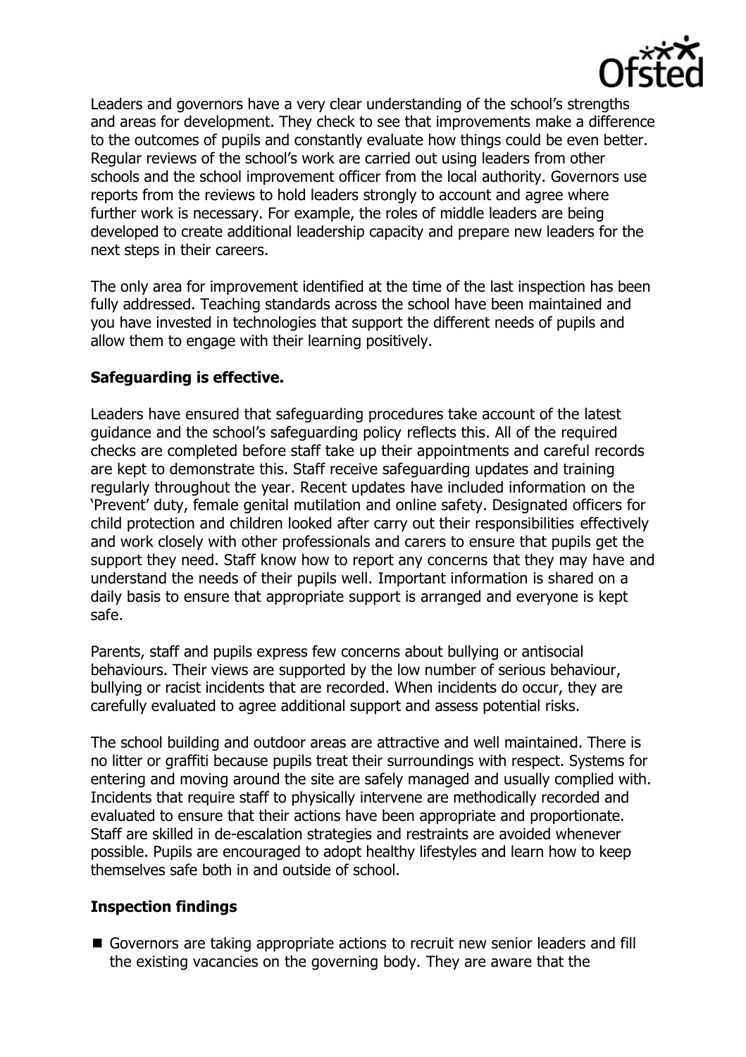Leaders and governors have a very clear understanding of the school's strengths and areas for development. They check to see that improvements make a difference to the outcomes of pupils and constantly evaluate how things could be even better. Regular reviews of the school's work are carried out using leaders from other schools and the school improvement officer from the local authority. Governors use reports from the reviews to hold leaders strongly to account and agree where further work is necessary. For example, the roles of middle leaders are being developed to create additional leadership capacity and prepare new leaders for the next steps in their careers.

The only area for improvement identified at the time of the last inspection has been fully addressed. Teaching standards across the school have been maintained and you have invested in technologies that support the different needs of pupils and allow them to engage with their learning positively.

**Safeguarding is effective.**

Leaders have ensured that safeguarding procedures take account of the latest guidance and the school's safeguarding policy reflects this. All of the required checks are completed before staff take up their appointments and careful records are kept to demonstrate this. Staff receive safeguarding updates and training regularly throughout the year. Recent updates have included information on the 'Prevent' duty, female genital mutilation and online safety. Designated officers for child protection and children looked after carry out their responsibilities effectively and work closely with other professionals and carers to ensure that pupils get the support they need. Staff know how to report any concerns that they may have and understand the needs of their pupils well. Important information is shared on a daily basis to ensure that appropriate support is arranged and everyone is kept safe.

Parents, staff and pupils express few concerns about bullying or antisocial behaviours. Their views are supported by the low number of serious behaviour, bullying or racist incidents that are recorded. When incidents do occur, they are carefully evaluated to agree additional support and assess potential risks.

The school building and outdoor areas are attractive and well maintained. There is no litter or graffiti because pupils treat their surroundings with respect. Systems for entering and moving around the site are safely managed and usually complied with. Incidents that require staff to physically intervene are methodically recorded and evaluated to ensure that their actions have been appropriate and proportionate. Staff are skilled in de-escalation strategies and restraints are avoided whenever possible. Pupils are encouraged to adopt healthy lifestyles and learn how to keep themselves safe both in and outside of school.

**Inspection findings**

- Governors are taking appropriate actions to recruit new senior leaders and fill the existing vacancies on the governing body. They are aware that the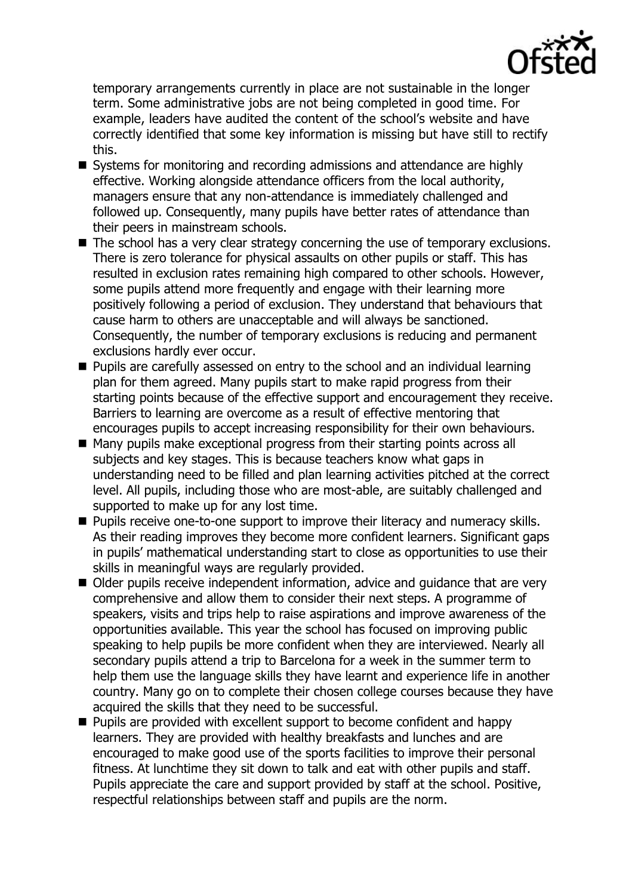temporary arrangements currently in place are not sustainable in the longer term. Some administrative jobs are not being completed in good time. For example, leaders have audited the content of the school's website and have correctly identified that some key information is missing but have still to rectify this.

- Systems for monitoring and recording admissions and attendance are highly effective. Working alongside attendance officers from the local authority, managers ensure that any non-attendance is immediately challenged and followed up. Consequently, many pupils have better rates of attendance than their peers in mainstream schools.
- The school has a very clear strategy concerning the use of temporary exclusions. There is zero tolerance for physical assaults on other pupils or staff. This has resulted in exclusion rates remaining high compared to other schools. However, some pupils attend more frequently and engage with their learning more positively following a period of exclusion. They understand that behaviours that cause harm to others are unacceptable and will always be sanctioned. Consequently, the number of temporary exclusions is reducing and permanent exclusions hardly ever occur.
- Pupils are carefully assessed on entry to the school and an individual learning plan for them agreed. Many pupils start to make rapid progress from their starting points because of the effective support and encouragement they receive. Barriers to learning are overcome as a result of effective mentoring that encourages pupils to accept increasing responsibility for their own behaviours.
- Many pupils make exceptional progress from their starting points across all subjects and key stages. This is because teachers know what gaps in understanding need to be filled and plan learning activities pitched at the correct level. All pupils, including those who are most-able, are suitably challenged and supported to make up for any lost time.
- Pupils receive one-to-one support to improve their literacy and numeracy skills. As their reading improves they become more confident learners. Significant gaps in pupils' mathematical understanding start to close as opportunities to use their skills in meaningful ways are regularly provided.
- Older pupils receive independent information, advice and guidance that are very comprehensive and allow them to consider their next steps. A programme of speakers, visits and trips help to raise aspirations and improve awareness of the opportunities available. This year the school has focused on improving public speaking to help pupils be more confident when they are interviewed. Nearly all secondary pupils attend a trip to Barcelona for a week in the summer term to help them use the language skills they have learnt and experience life in another country. Many go on to complete their chosen college courses because they have acquired the skills that they need to be successful.
- Pupils are provided with excellent support to become confident and happy learners. They are provided with healthy breakfasts and lunches and are encouraged to make good use of the sports facilities to improve their personal fitness. At lunchtime they sit down to talk and eat with other pupils and staff. Pupils appreciate the care and support provided by staff at the school. Positive, respectful relationships between staff and pupils are the norm.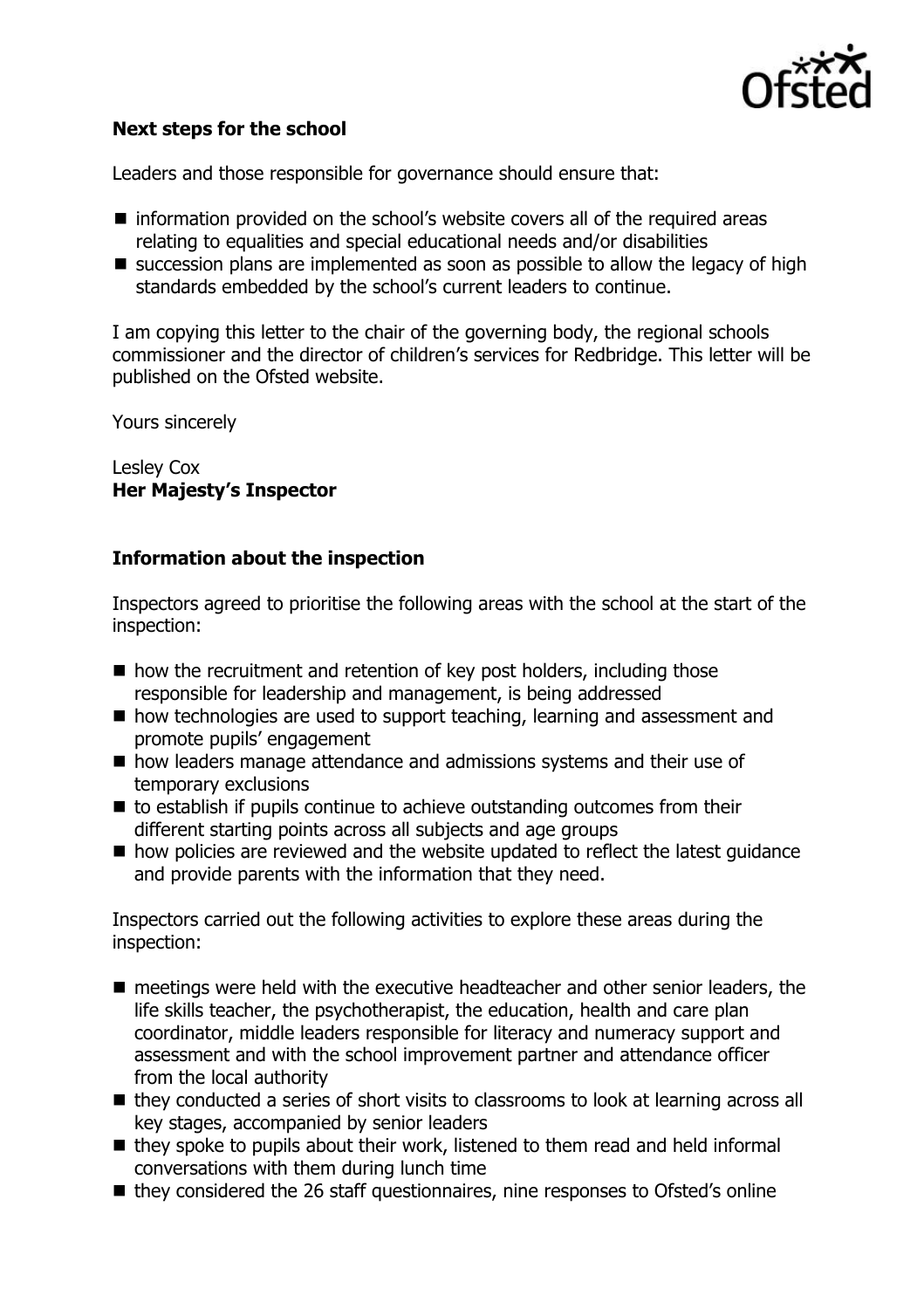**Next steps for the school**

Leaders and those responsible for governance should ensure that:

- information provided on the school's website covers all of the required areas relating to equalities and special educational needs and/or disabilities
- succession plans are implemented as soon as possible to allow the legacy of high standards embedded by the school's current leaders to continue.

I am copying this letter to the chair of the governing body, the regional schools commissioner and the director of children's services for Redbridge. This letter will be published on the Ofsted website.

Yours sincerely

Lesley Cox
**Her Majesty's Inspector**

**Information about the inspection**

Inspectors agreed to prioritise the following areas with the school at the start of the inspection:

- how the recruitment and retention of key post holders, including those responsible for leadership and management, is being addressed
- how technologies are used to support teaching, learning and assessment and promote pupils' engagement
- how leaders manage attendance and admissions systems and their use of temporary exclusions
- to establish if pupils continue to achieve outstanding outcomes from their different starting points across all subjects and age groups
- how policies are reviewed and the website updated to reflect the latest guidance and provide parents with the information that they need.

Inspectors carried out the following activities to explore these areas during the inspection:

- meetings were held with the executive headteacher and other senior leaders, the life skills teacher, the psychotherapist, the education, health and care plan coordinator, middle leaders responsible for literacy and numeracy support and assessment and with the school improvement partner and attendance officer from the local authority
- they conducted a series of short visits to classrooms to look at learning across all key stages, accompanied by senior leaders
- they spoke to pupils about their work, listened to them read and held informal conversations with them during lunch time
- they considered the 26 staff questionnaires, nine responses to Ofsted's online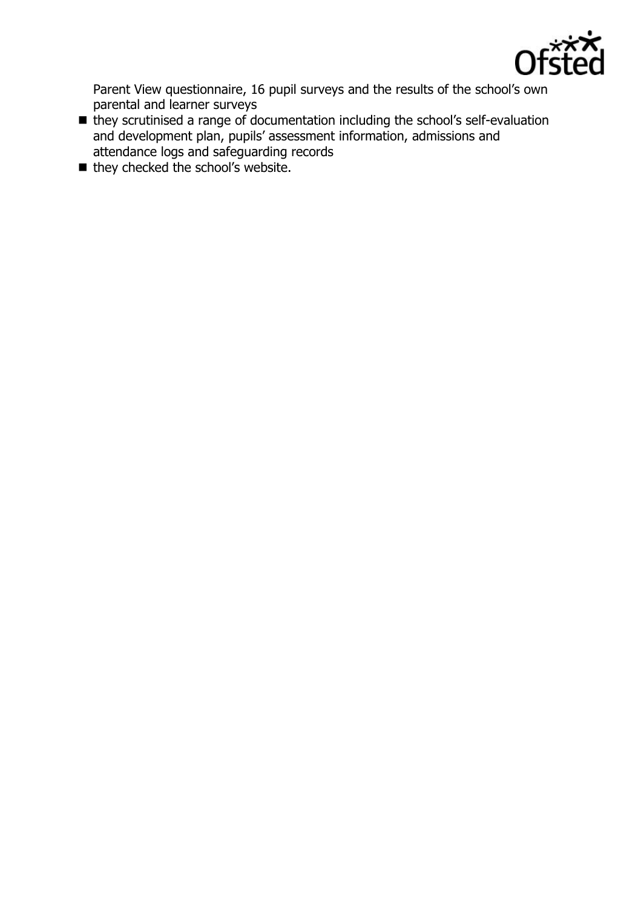Parent View questionnaire, 16 pupil surveys and the results of the school's own parental and learner surveys

- they scrutinised a range of documentation including the school's self-evaluation and development plan, pupils' assessment information, admissions and attendance logs and safeguarding records
- they checked the school's website.